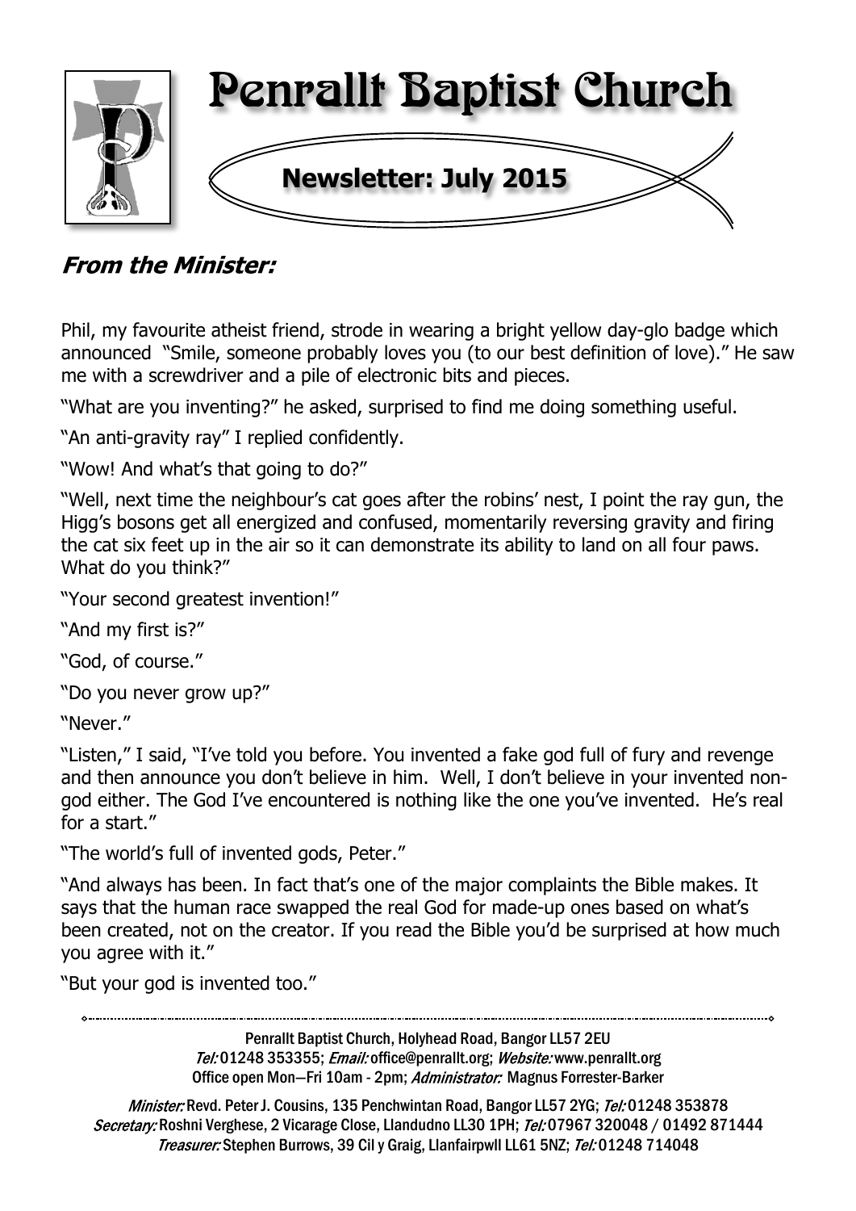# Penrallt Baptist Church

## Newsletter: July 2015

### *From the Minister:*

Phil, my favourite atheist friend, strode in wearing a bright yellow day-glo badge which announced "Smile, someone probably loves you (to our best definition of love)." He saw me with a screwdriver and a pile of electronic bits and pieces.

"What are you inventing?" he asked, surprised to find me doing something useful.

"An anti-gravity ray" I replied confidently.

"Wow! And what's that going to do?"

"Well, next time the neighbour's cat goes after the robins' nest, I point the ray gun, the Higg's bosons get all energized and confused, momentarily reversing gravity and firing the cat six feet up in the air so it can demonstrate its ability to land on all four paws. What do you think?"

"Your second greatest invention!"

"And my first is?"

"God, of course."

"Do you never grow up?"

"Never."

"Listen," I said, "I've told you before. You invented a fake god full of fury and revenge and then announce you don't believe in him. Well, I don't believe in your invented non-god either. The God I've encountered is nothing like the one you've invented. He's real for a start."

"The world's full of invented gods, Peter."

"And always has been. In fact that's one of the major complaints the Bible makes. It says that the human race swapped the real God for made-up ones based on what's been created, not on the creator. If you read the Bible you'd be surprised at how much you agree with it."

"But your god is invented too."

---

Penrallt Baptist Church, Holyhead Road, Bangor LL57 2EU
*Tel:* 01248 353355; *Email:* office@penrallt.org; *Website:* www.penrallt.org
Office open Mon—Fri 10am - 2pm; *Administrator:* Magnus Forrester-Barker

*Minister:* Revd. Peter J. Cousins, 135 Penchwintan Road, Bangor LL57 2YG; *Tel:* 01248 353878
*Secretary:* Roshni Verghese, 2 Vicarage Close, Llandudno LL30 1PH; *Tel:* 07967 320048 / 01492 871444
*Treasurer:* Stephen Burrows, 39 Cil y Graig, Llanfairpwll LL61 5NZ; *Tel:* 01248 714048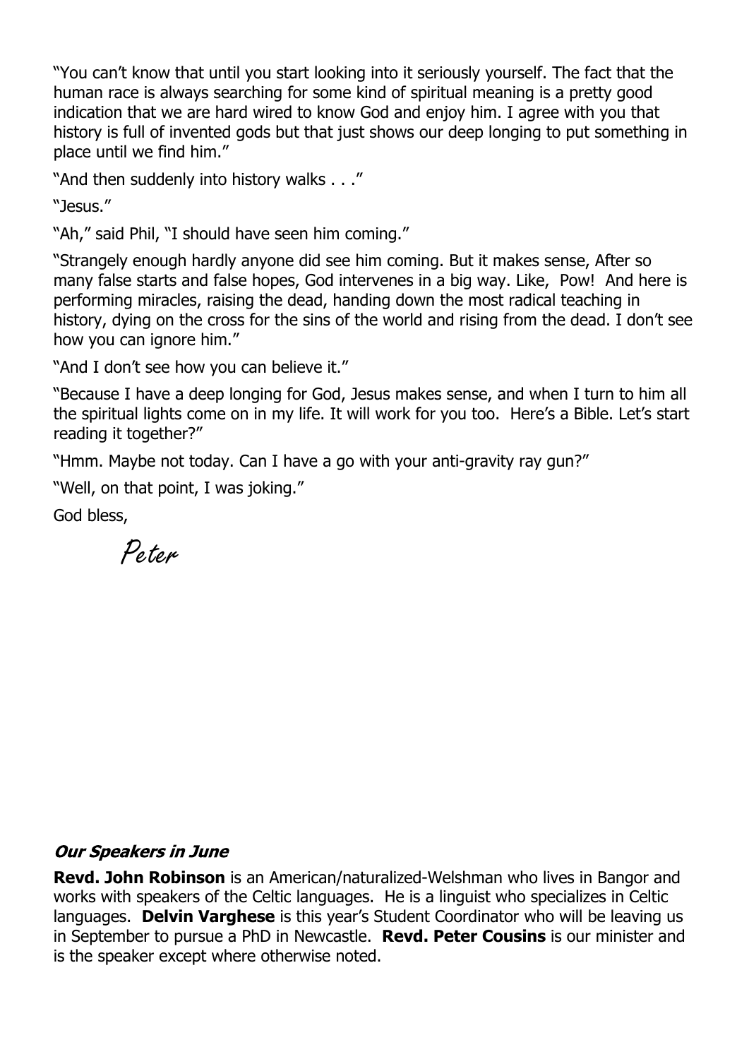"You can't know that until you start looking into it seriously yourself. The fact that the human race is always searching for some kind of spiritual meaning is a pretty good indication that we are hard wired to know God and enjoy him. I agree with you that history is full of invented gods but that just shows our deep longing to put something in place until we find him."

"And then suddenly into history walks . . ."

"Jesus."

"Ah," said Phil, "I should have seen him coming."

"Strangely enough hardly anyone did see him coming. But it makes sense, After so many false starts and false hopes, God intervenes in a big way. Like, Pow! And here is performing miracles, raising the dead, handing down the most radical teaching in history, dying on the cross for the sins of the world and rising from the dead. I don't see how you can ignore him."

"And I don't see how you can believe it."

"Because I have a deep longing for God, Jesus makes sense, and when I turn to him all the spiritual lights come on in my life. It will work for you too. Here's a Bible. Let's start reading it together?"

"Hmm. Maybe not today. Can I have a go with your anti-gravity ray gun?"

"Well, on that point, I was joking."

God bless,

*Peter*

***Our Speakers in June***

**Revd. John Robinson** is an American/naturalized-Welshman who lives in Bangor and works with speakers of the Celtic languages. He is a linguist who specializes in Celtic languages. **Delvin Varghese** is this year's Student Coordinator who will be leaving us in September to pursue a PhD in Newcastle. **Revd. Peter Cousins** is our minister and is the speaker except where otherwise noted.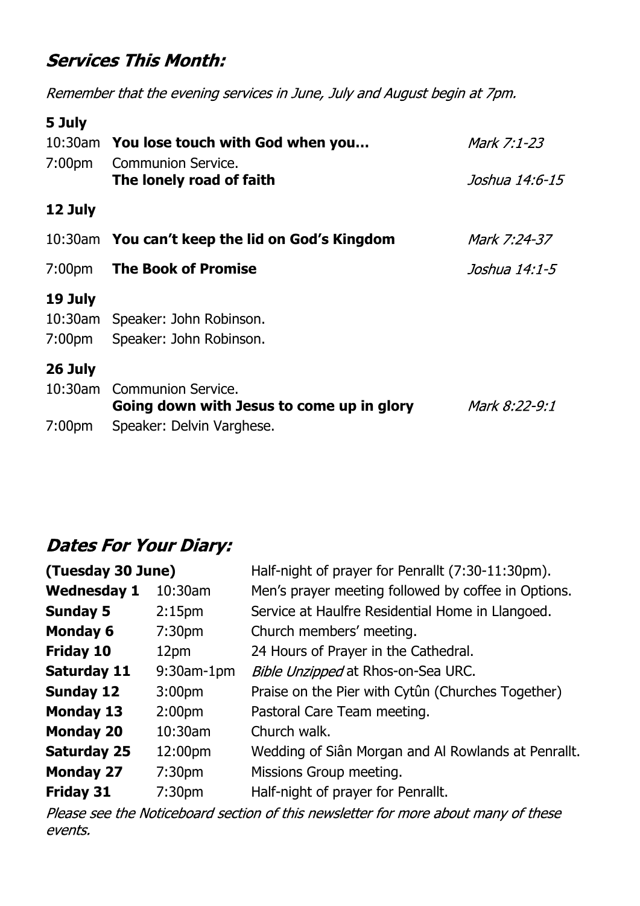## *Services This Month:*

*Remember that the evening services in June, July and August begin at 7pm.*

**5 July**

| | | |
|---|---|---|
| 10:30am | **You lose touch with God when you…** | *Mark 7:1-23* |
| 7:00pm | Communion Service. **The lonely road of faith** | *Joshua 14:6-15* |

**12 July**

| | | |
|---|---|---|
| 10:30am | **You can't keep the lid on God's Kingdom** | *Mark 7:24-37* |
| 7:00pm | **The Book of Promise** | *Joshua 14:1-5* |

**19 July**

| | |
|---|---|
| 10:30am | Speaker: John Robinson. |
| 7:00pm | Speaker: John Robinson. |

**26 July**

| | | |
|---|---|---|
| 10:30am | Communion Service. **Going down with Jesus to come up in glory** | *Mark 8:22-9:1* |
| 7:00pm | Speaker: Delvin Varghese. | |

## *Dates For Your Diary:*

| | | |
|---|---|---|
| **(Tuesday 30 June)** | | Half-night of prayer for Penrallt (7:30-11:30pm). |
| **Wednesday 1** | 10:30am | Men's prayer meeting followed by coffee in Options. |
| **Sunday 5** | 2:15pm | Service at Haulfre Residential Home in Llangoed. |
| **Monday 6** | 7:30pm | Church members' meeting. |
| **Friday 10** | 12pm | 24 Hours of Prayer in the Cathedral. |
| **Saturday 11** | 9:30am-1pm | *Bible Unzipped* at Rhos-on-Sea URC. |
| **Sunday 12** | 3:00pm | Praise on the Pier with Cytûn (Churches Together) |
| **Monday 13** | 2:00pm | Pastoral Care Team meeting. |
| **Monday 20** | 10:30am | Church walk. |
| **Saturday 25** | 12:00pm | Wedding of Siân Morgan and Al Rowlands at Penrallt. |
| **Monday 27** | 7:30pm | Missions Group meeting. |
| **Friday 31** | 7:30pm | Half-night of prayer for Penrallt. |

*Please see the Noticeboard section of this newsletter for more about many of these events.*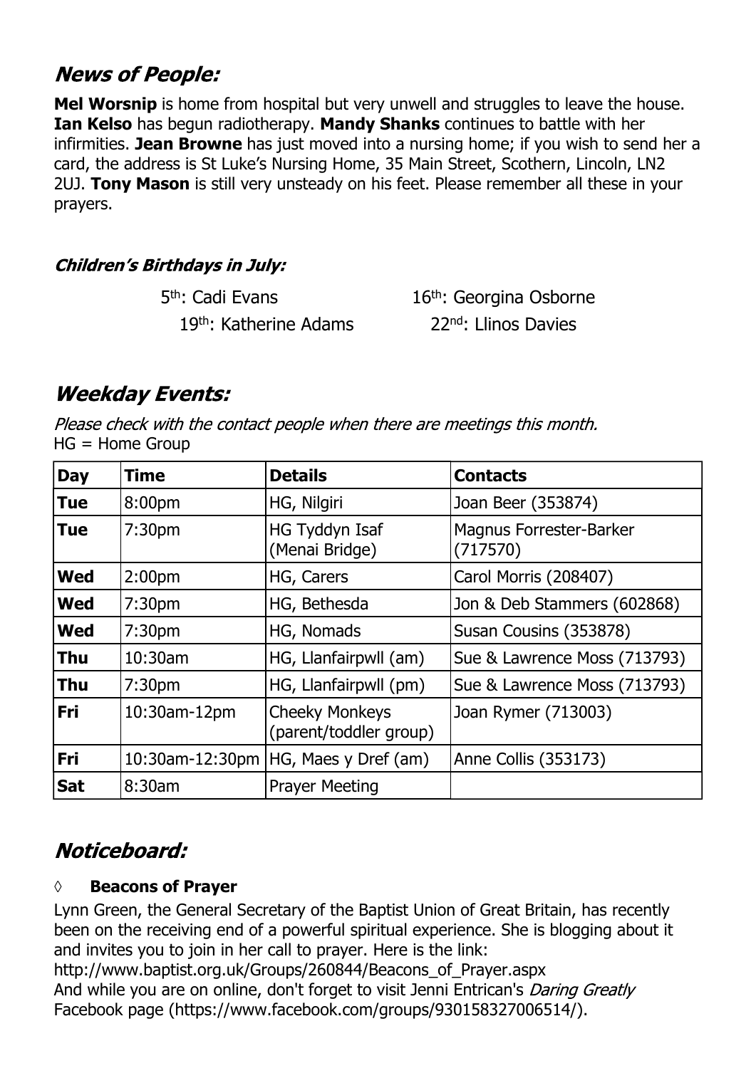## News of People:

**Mel Worsnip** is home from hospital but very unwell and struggles to leave the house. **Ian Kelso** has begun radiotherapy. **Mandy Shanks** continues to battle with her infirmities. **Jean Browne** has just moved into a nursing home; if you wish to send her a card, the address is St Luke's Nursing Home, 35 Main Street, Scothern, Lincoln, LN2 2UJ. **Tony Mason** is still very unsteady on his feet. Please remember all these in your prayers.

### Children's Birthdays in July:

5th: Cadi Evans

16th: Georgina Osborne

19th: Katherine Adams

22nd: Llinos Davies

## Weekday Events:

*Please check with the contact people when there are meetings this month.*
HG = Home Group

| Day | Time | Details | Contacts |
|---|---|---|---|
| Tue | 8:00pm | HG, Nilgiri | Joan Beer (353874) |
| Tue | 7:30pm | HG Tyddyn Isaf (Menai Bridge) | Magnus Forrester-Barker (717570) |
| Wed | 2:00pm | HG, Carers | Carol Morris (208407) |
| Wed | 7:30pm | HG, Bethesda | Jon & Deb Stammers (602868) |
| Wed | 7:30pm | HG, Nomads | Susan Cousins (353878) |
| Thu | 10:30am | HG, Llanfairpwll (am) | Sue & Lawrence Moss (713793) |
| Thu | 7:30pm | HG, Llanfairpwll (pm) | Sue & Lawrence Moss (713793) |
| Fri | 10:30am-12pm | Cheeky Monkeys (parent/toddler group) | Joan Rymer (713003) |
| Fri | 10:30am-12:30pm | HG, Maes y Dref (am) | Anne Collis (353173) |
| Sat | 8:30am | Prayer Meeting | |

## Noticeboard:

◊ **Beacons of Prayer**

Lynn Green, the General Secretary of the Baptist Union of Great Britain, has recently been on the receiving end of a powerful spiritual experience. She is blogging about it and invites you to join in her call to prayer. Here is the link:
http://www.baptist.org.uk/Groups/260844/Beacons_of_Prayer.aspx
And while you are on online, don't forget to visit Jenni Entrican's *Daring Greatly* Facebook page (https://www.facebook.com/groups/930158327006514/).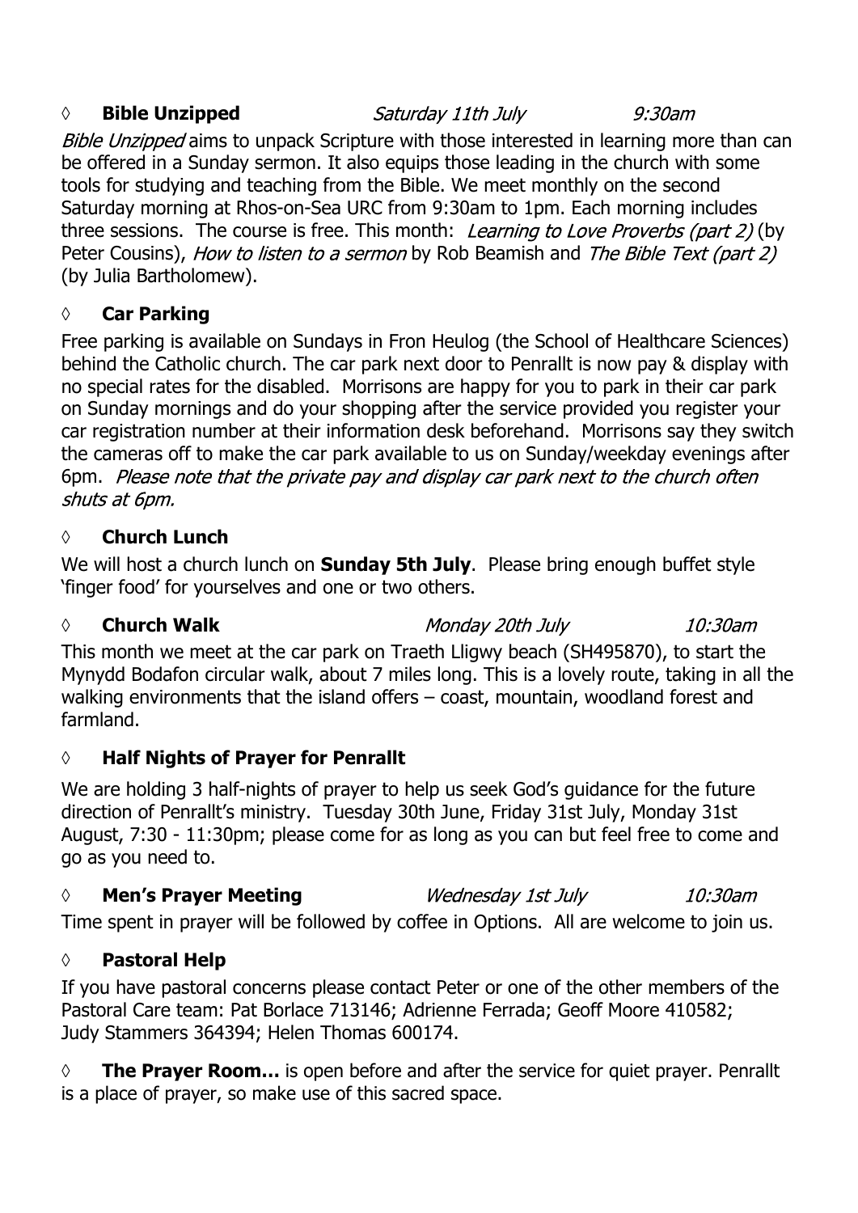◊ **Bible Unzipped** *Saturday 11th July* *9:30am*

*Bible Unzipped* aims to unpack Scripture with those interested in learning more than can be offered in a Sunday sermon. It also equips those leading in the church with some tools for studying and teaching from the Bible. We meet monthly on the second Saturday morning at Rhos-on-Sea URC from 9:30am to 1pm. Each morning includes three sessions. The course is free. This month: *Learning to Love Proverbs (part 2)* (by Peter Cousins), *How to listen to a sermon* by Rob Beamish and *The Bible Text (part 2)* (by Julia Bartholomew).

◊ **Car Parking**

Free parking is available on Sundays in Fron Heulog (the School of Healthcare Sciences) behind the Catholic church. The car park next door to Penrallt is now pay & display with no special rates for the disabled. Morrisons are happy for you to park in their car park on Sunday mornings and do your shopping after the service provided you register your car registration number at their information desk beforehand. Morrisons say they switch the cameras off to make the car park available to us on Sunday/weekday evenings after 6pm. *Please note that the private pay and display car park next to the church often shuts at 6pm.*

◊ **Church Lunch**

We will host a church lunch on **Sunday 5th July**. Please bring enough buffet style 'finger food' for yourselves and one or two others.

◊ **Church Walk** *Monday 20th July* *10:30am*

This month we meet at the car park on Traeth Lligwy beach (SH495870), to start the Mynydd Bodafon circular walk, about 7 miles long. This is a lovely route, taking in all the walking environments that the island offers – coast, mountain, woodland forest and farmland.

◊ **Half Nights of Prayer for Penrallt**

We are holding 3 half-nights of prayer to help us seek God's guidance for the future direction of Penrallt's ministry. Tuesday 30th June, Friday 31st July, Monday 31st August, 7:30 - 11:30pm; please come for as long as you can but feel free to come and go as you need to.

◊ **Men's Prayer Meeting** *Wednesday 1st July* *10:30am*

Time spent in prayer will be followed by coffee in Options. All are welcome to join us.

◊ **Pastoral Help**

If you have pastoral concerns please contact Peter or one of the other members of the Pastoral Care team: Pat Borlace 713146; Adrienne Ferrada; Geoff Moore 410582; Judy Stammers 364394; Helen Thomas 600174.

◊ **The Prayer Room…** is open before and after the service for quiet prayer. Penrallt is a place of prayer, so make use of this sacred space.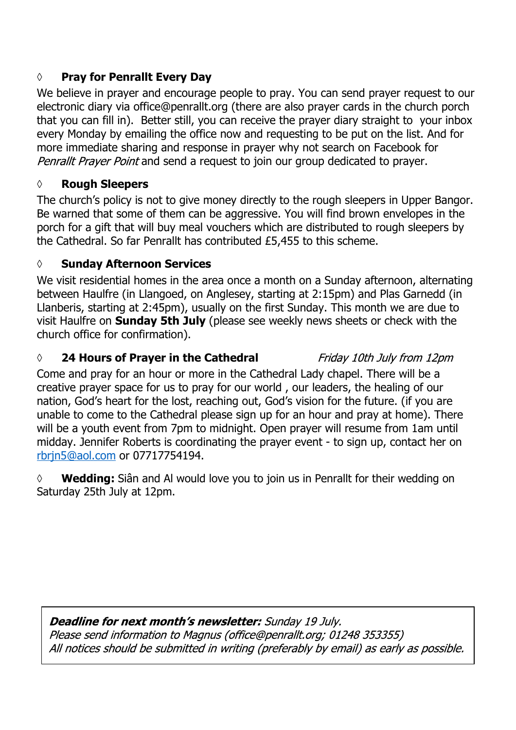◊ **Pray for Penrallt Every Day**

We believe in prayer and encourage people to pray. You can send prayer request to our electronic diary via office@penrallt.org (there are also prayer cards in the church porch that you can fill in). Better still, you can receive the prayer diary straight to your inbox every Monday by emailing the office now and requesting to be put on the list. And for more immediate sharing and response in prayer why not search on Facebook for *Penrallt Prayer Point* and send a request to join our group dedicated to prayer.

◊ **Rough Sleepers**

The church's policy is not to give money directly to the rough sleepers in Upper Bangor. Be warned that some of them can be aggressive. You will find brown envelopes in the porch for a gift that will buy meal vouchers which are distributed to rough sleepers by the Cathedral. So far Penrallt has contributed £5,455 to this scheme.

◊ **Sunday Afternoon Services**

We visit residential homes in the area once a month on a Sunday afternoon, alternating between Haulfre (in Llangoed, on Anglesey, starting at 2:15pm) and Plas Garnedd (in Llanberis, starting at 2:45pm), usually on the first Sunday. This month we are due to visit Haulfre on **Sunday 5th July** (please see weekly news sheets or check with the church office for confirmation).

◊ **24 Hours of Prayer in the Cathedral** *Friday 10th July from 12pm*

Come and pray for an hour or more in the Cathedral Lady chapel. There will be a creative prayer space for us to pray for our world , our leaders, the healing of our nation, God's heart for the lost, reaching out, God's vision for the future. (if you are unable to come to the Cathedral please sign up for an hour and pray at home). There will be a youth event from 7pm to midnight. Open prayer will resume from 1am until midday. Jennifer Roberts is coordinating the prayer event - to sign up, contact her on rbrjn5@aol.com or 07717754194.

◊ **Wedding:** Siân and Al would love you to join us in Penrallt for their wedding on Saturday 25th July at 12pm.

***Deadline for next month's newsletter:*** *Sunday 19 July.*
*Please send information to Magnus (office@penrallt.org; 01248 353355)*
*All notices should be submitted in writing (preferably by email) as early as possible.*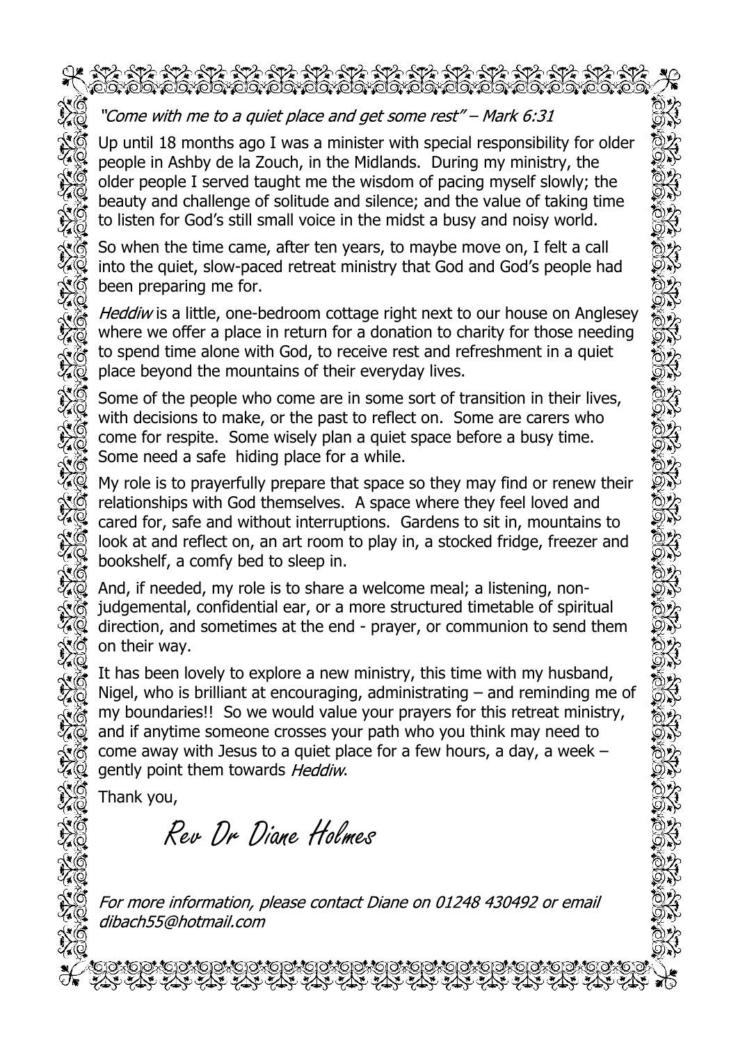*"Come with me to a quiet place and get some rest" – Mark 6:31*

Up until 18 months ago I was a minister with special responsibility for older people in Ashby de la Zouch, in the Midlands. During my ministry, the older people I served taught me the wisdom of pacing myself slowly; the beauty and challenge of solitude and silence; and the value of taking time to listen for God's still small voice in the midst a busy and noisy world.

So when the time came, after ten years, to maybe move on, I felt a call into the quiet, slow-paced retreat ministry that God and God's people had been preparing me for.

*Heddiw* is a little, one-bedroom cottage right next to our house on Anglesey where we offer a place in return for a donation to charity for those needing to spend time alone with God, to receive rest and refreshment in a quiet place beyond the mountains of their everyday lives.

Some of the people who come are in some sort of transition in their lives, with decisions to make, or the past to reflect on. Some are carers who come for respite. Some wisely plan a quiet space before a busy time. Some need a safe hiding place for a while.

My role is to prayerfully prepare that space so they may find or renew their relationships with God themselves. A space where they feel loved and cared for, safe and without interruptions. Gardens to sit in, mountains to look at and reflect on, an art room to play in, a stocked fridge, freezer and bookshelf, a comfy bed to sleep in.

And, if needed, my role is to share a welcome meal; a listening, non-judgemental, confidential ear, or a more structured timetable of spiritual direction, and sometimes at the end - prayer, or communion to send them on their way.

It has been lovely to explore a new ministry, this time with my husband, Nigel, who is brilliant at encouraging, administrating – and reminding me of my boundaries!! So we would value your prayers for this retreat ministry, and if anytime someone crosses your path who you think may need to come away with Jesus to a quiet place for a few hours, a day, a week – gently point them towards *Heddiw*.

Thank you,

Rev Dr Diane Holmes

*For more information, please contact Diane on 01248 430492 or email dibach55@hotmail.com*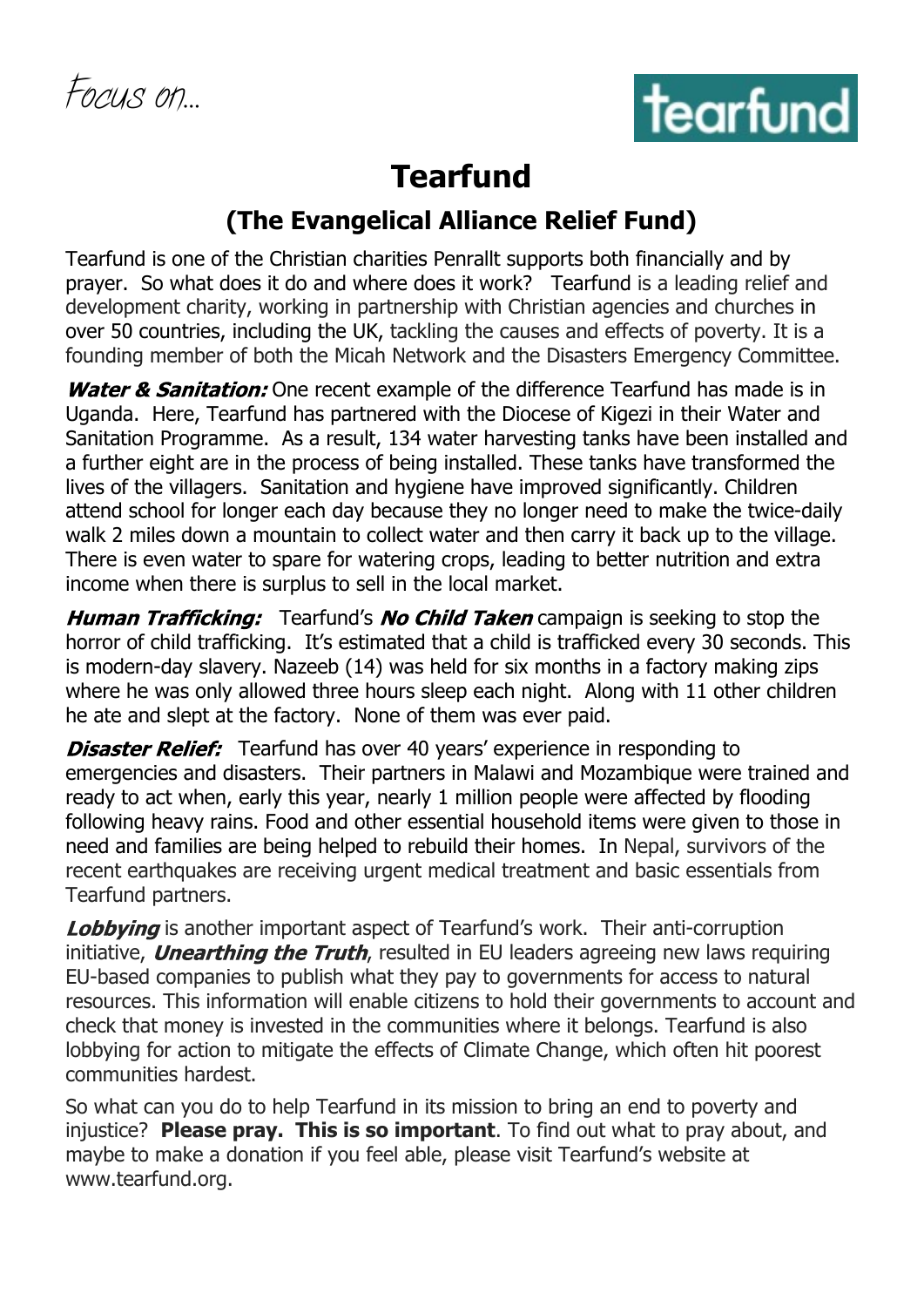*Focus on...*

tearfund

# Tearfund

## (The Evangelical Alliance Relief Fund)

Tearfund is one of the Christian charities Penrallt supports both financially and by prayer. So what does it do and where does it work? Tearfund is a leading relief and development charity, working in partnership with Christian agencies and churches in over 50 countries, including the UK, tackling the causes and effects of poverty. It is a founding member of both the Micah Network and the Disasters Emergency Committee.

***Water & Sanitation:*** One recent example of the difference Tearfund has made is in Uganda. Here, Tearfund has partnered with the Diocese of Kigezi in their Water and Sanitation Programme. As a result, 134 water harvesting tanks have been installed and a further eight are in the process of being installed. These tanks have transformed the lives of the villagers. Sanitation and hygiene have improved significantly. Children attend school for longer each day because they no longer need to make the twice-daily walk 2 miles down a mountain to collect water and then carry it back up to the village. There is even water to spare for watering crops, leading to better nutrition and extra income when there is surplus to sell in the local market.

***Human Trafficking:*** Tearfund's ***No Child Taken*** campaign is seeking to stop the horror of child trafficking. It's estimated that a child is trafficked every 30 seconds. This is modern-day slavery. Nazeeb (14) was held for six months in a factory making zips where he was only allowed three hours sleep each night. Along with 11 other children he ate and slept at the factory. None of them was ever paid.

***Disaster Relief:*** Tearfund has over 40 years' experience in responding to emergencies and disasters. Their partners in Malawi and Mozambique were trained and ready to act when, early this year, nearly 1 million people were affected by flooding following heavy rains. Food and other essential household items were given to those in need and families are being helped to rebuild their homes. In Nepal, survivors of the recent earthquakes are receiving urgent medical treatment and basic essentials from Tearfund partners.

***Lobbying*** is another important aspect of Tearfund's work. Their anti-corruption initiative, ***Unearthing the Truth***, resulted in EU leaders agreeing new laws requiring EU-based companies to publish what they pay to governments for access to natural resources. This information will enable citizens to hold their governments to account and check that money is invested in the communities where it belongs. Tearfund is also lobbying for action to mitigate the effects of Climate Change, which often hit poorest communities hardest.

So what can you do to help Tearfund in its mission to bring an end to poverty and injustice? **Please pray. This is so important**. To find out what to pray about, and maybe to make a donation if you feel able, please visit Tearfund's website at www.tearfund.org.